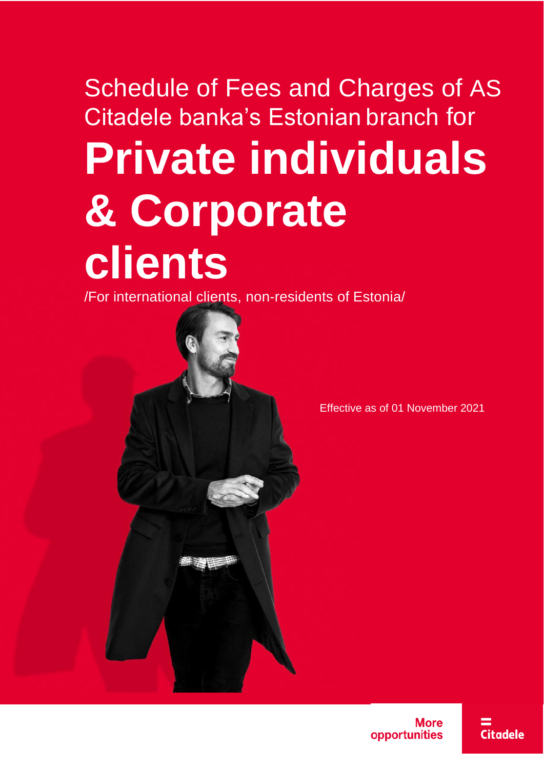Schedule of Fees and Charges of AS Citadele banka's Estonian branch for

# Private individuals & Corporate clients

/For international clients, non-residents of Estonia/

Effective as of 01 November 2021

More opportunities

Citadele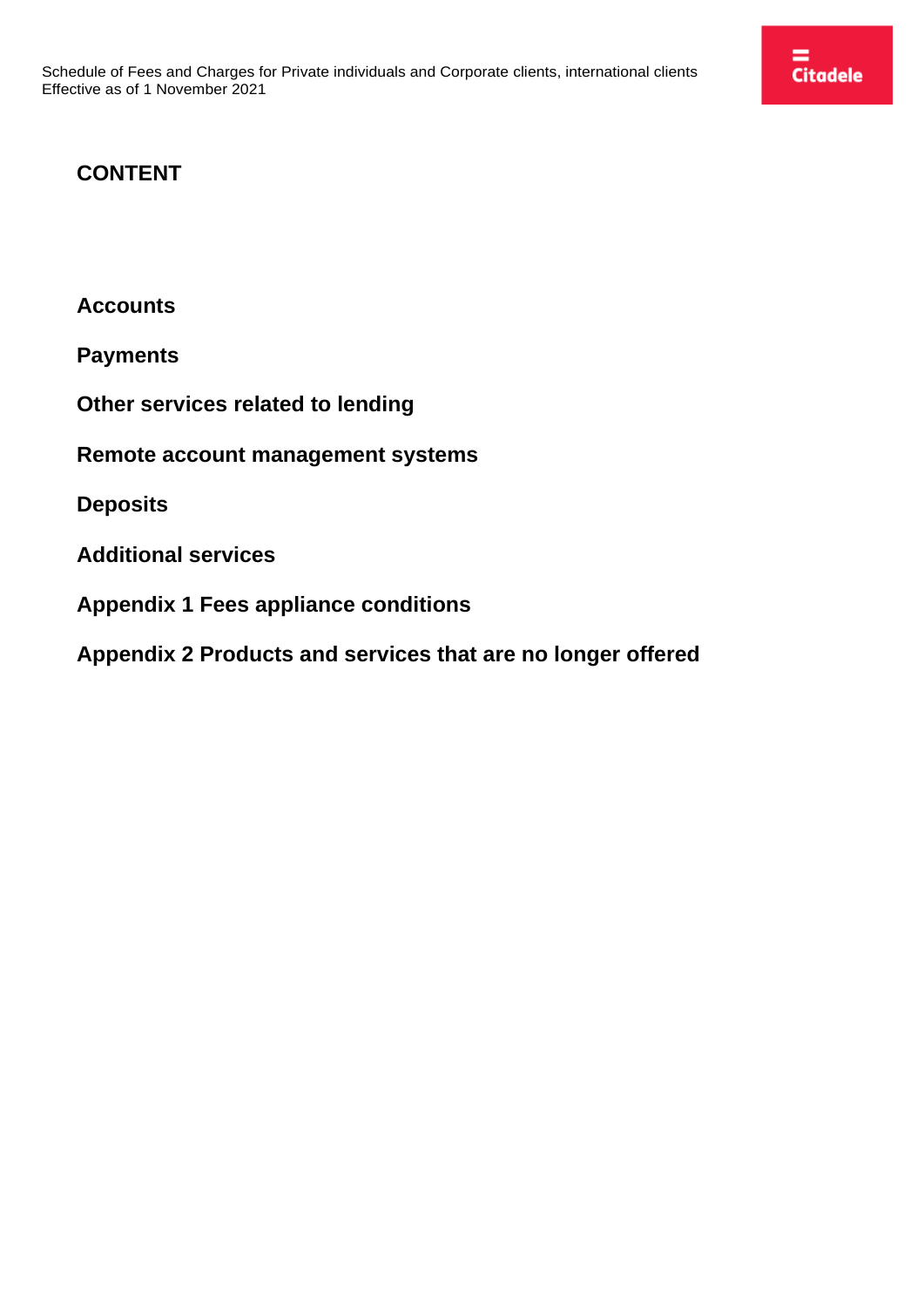## CONTENT

**Accounts**

**Payments**

**Other services related to lending**

**Remote account management systems**

**Deposits**

**Additional services**

**Appendix 1 Fees appliance conditions**

**Appendix 2 Products and services that are no longer offered**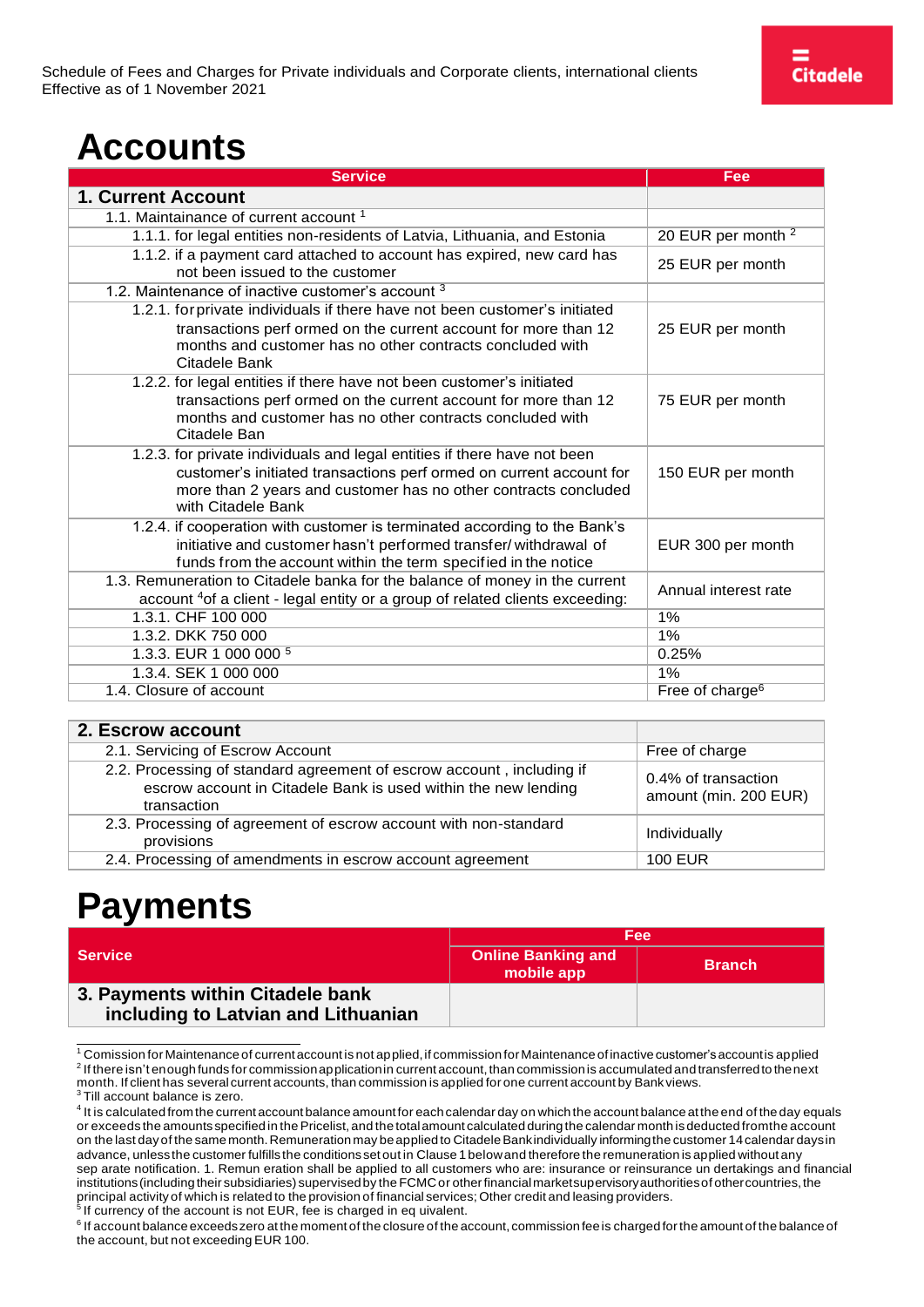# Accounts

| Service | Fee |
|---|---|
| **1. Current Account** | |
| 1.1. Maintainance of current account [1] | |
| 1.1.1. for legal entities non-residents of Latvia, Lithuania, and Estonia | 20 EUR per month [2] |
| 1.1.2. if a payment card attached to account has expired, new card has not been issued to the customer | 25 EUR per month |
| 1.2. Maintenance of inactive customer's account [3] | |
| 1.2.1. for private individuals if there have not been customer's initiated transactions performed on the current account for more than 12 months and customer has no other contracts concluded with Citadele Bank | 25 EUR per month |
| 1.2.2. for legal entities if there have not been customer's initiated transactions performed on the current account for more than 12 months and customer has no other contracts concluded with Citadele Ban | 75 EUR per month |
| 1.2.3. for private individuals and legal entities if there have not been customer's initiated transactions performed on current account for more than 2 years and customer has no other contracts concluded with Citadele Bank | 150 EUR per month |
| 1.2.4. if cooperation with customer is terminated according to the Bank's initiative and customer hasn't performed transfer/ withdrawal of funds from the account within the term specified in the notice | EUR 300 per month |
| 1.3. Remuneration to Citadele banka for the balance of money in the current account [4]of a client - legal entity or a group of related clients exceeding: | Annual interest rate |
| 1.3.1. CHF 100 000 | 1% |
| 1.3.2. DKK 750 000 | 1% |
| 1.3.3. EUR 1 000 000 [5] | 0.25% |
| 1.3.4. SEK 1 000 000 | 1% |
| 1.4. Closure of account | Free of charge[6] |

| | |
|---|---|
| **2. Escrow account** | |
| 2.1. Servicing of Escrow Account | Free of charge |
| 2.2. Processing of standard agreement of escrow account , including if escrow account in Citadele Bank is used within the new lending transaction | 0.4% of transaction amount (min. 200 EUR) |
| 2.3. Processing of agreement of escrow account with non-standard provisions | Individually |
| 2.4. Processing of amendments in escrow account agreement | 100 EUR |

# Payments

| Service | Fee | |
|---|---|---|
| | Online Banking and mobile app | Branch |
| **3. Payments within Citadele bank including to Latvian and Lithuanian** | | |

[1] Comission for Maintenance of current account is not applied, if commission for Maintenance of inactive customer's account is applied

[2] If there isn't enough funds for commission application in current account, than commission is accumulated and transferred to the next month. If client has several current accounts, than commission is applied for one current account by Bank views.

[3] Till account balance is zero.

[4] It is calculated from the current account balance amount for each calendar day on which the account balance at the end of the day equals or exceeds the amounts specified in the Pricelist, and the total amount calculated during the calendar month is deducted from the account on the last day of the same month. Remuneration may be applied to Citadele Bank individually informing the customer 14 calendar days in advance, unless the customer fulfills the conditions set out in Clause 1 below and therefore the remuneration is applied without any separate notification. 1. Remuneration shall be applied to all customers who are: insurance or reinsurance undertakings and financial institutions (including their subsidiaries) supervised by the FCMC or other financial market supervisory authorities of other countries, the principal activity of which is related to the provision of financial services; Other credit and leasing providers.

[5] If currency of the account is not EUR, fee is charged in equivalent.

[6] If account balance exceeds zero at the moment of the closure of the account, commission fee is charged for the amount of the balance of the account, but not exceeding EUR 100.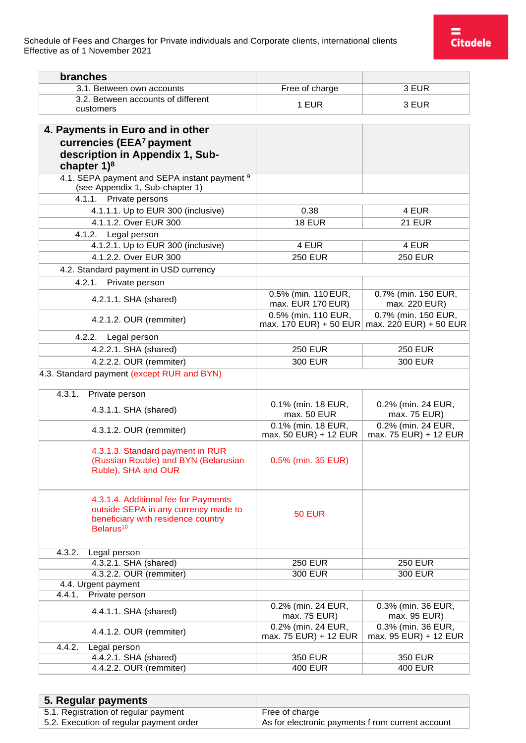| branches | | |
|---|---|---|
| 3.1. Between own accounts | Free of charge | 3 EUR |
| 3.2. Between accounts of different customers | 1 EUR | 3 EUR |

| **4. Payments in Euro and in other currencies (EEA[7] payment description in Appendix 1, Sub-chapter 1)[8]** | | |
|---|---|---|
| 4.1. SEPA payment and SEPA instant payment [9] (see Appendix 1, Sub-chapter 1) | | |
| 4.1.1. Private persons | | |
| 4.1.1.1. Up to EUR 300 (inclusive) | 0.38 | 4 EUR |
| 4.1.1.2. Over EUR 300 | 18 EUR | 21 EUR |
| 4.1.2. Legal person | | |
| 4.1.2.1. Up to EUR 300 (inclusive) | 4 EUR | 4 EUR |
| 4.1.2.2. Over EUR 300 | 250 EUR | 250 EUR |
| 4.2. Standard payment in USD currency | | |
| 4.2.1. Private person | | |
| 4.2.1.1. SHA (shared) | 0.5% (min. 110 EUR, max. EUR 170 EUR) | 0.7% (min. 150 EUR, max. 220 EUR) |
| 4.2.1.2. OUR (remmiter) | 0.5% (min. 110 EUR, max. 170 EUR) + 50 EUR | 0.7% (min. 150 EUR, max. 220 EUR) + 50 EUR |
| 4.2.2. Legal person | | |
| 4.2.2.1. SHA (shared) | 250 EUR | 250 EUR |
| 4.2.2.2. OUR (remmiter) | 300 EUR | 300 EUR |
| 4.3. Standard payment (except RUR and BYN) | | |
| 4.3.1. Private person | | |
| 4.3.1.1. SHA (shared) | 0.1% (min. 18 EUR, max. 50 EUR | 0.2% (min. 24 EUR, max. 75 EUR) |
| 4.3.1.2. OUR (remmiter) | 0.1% (min. 18 EUR, max. 50 EUR) + 12 EUR | 0.2% (min. 24 EUR, max. 75 EUR) + 12 EUR |
| 4.3.1.3. Standard payment in RUR (Russian Rouble) and BYN (Belarusian Ruble), SHA and OUR | 0.5% (min. 35 EUR) | |
| 4.3.1.4. Additional fee for Payments outside SEPA in any currency made to beneficiary with residence country Belarus[10] | 50 EUR | |
| 4.3.2. Legal person | | |
| 4.3.2.1. SHA (shared) | 250 EUR | 250 EUR |
| 4.3.2.2. OUR (remmiter) | 300 EUR | 300 EUR |
| 4.4. Urgent payment | | |
| 4.4.1. Private person | | |
| 4.4.1.1. SHA (shared) | 0.2% (min. 24 EUR, max. 75 EUR) | 0.3% (min. 36 EUR, max. 95 EUR) |
| 4.4.1.2. OUR (remmiter) | 0.2% (min. 24 EUR, max. 75 EUR) + 12 EUR | 0.3% (min. 36 EUR, max. 95 EUR) + 12 EUR |
| 4.4.2. Legal person | | |
| 4.4.2.1. SHA (shared) | 350 EUR | 350 EUR |
| 4.4.2.2. OUR (remmiter) | 400 EUR | 400 EUR |

| **5. Regular payments** | |
|---|---|
| 5.1. Registration of regular payment | Free of charge |
| 5.2. Execution of regular payment order | As for electronic payments f rom current account |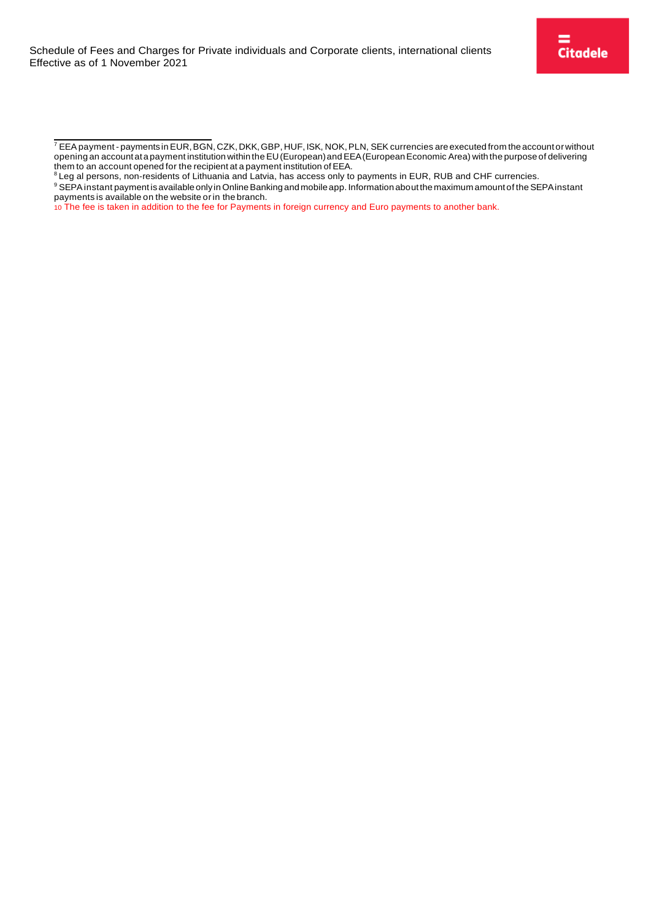[7] EEA payment - payments in EUR, BGN, CZK, DKK, GBP, HUF, ISK, NOK, PLN, SEK currencies are executed from the account or without opening an account at a payment institution within the EU (European) and EEA (European Economic Area) with the purpose of delivering them to an account opened for the recipient at a payment institution of EEA.

[8] Leg al persons, non-residents of Lithuania and Latvia, has access only to payments in EUR, RUB and CHF currencies.

[9] SEPA instant payment is available only in Online Banking and mobile app. Information about the maximum amount of the SEPA instant payments is available on the website or in the branch.

[10] The fee is taken in addition to the fee for Payments in foreign currency and Euro payments to another bank.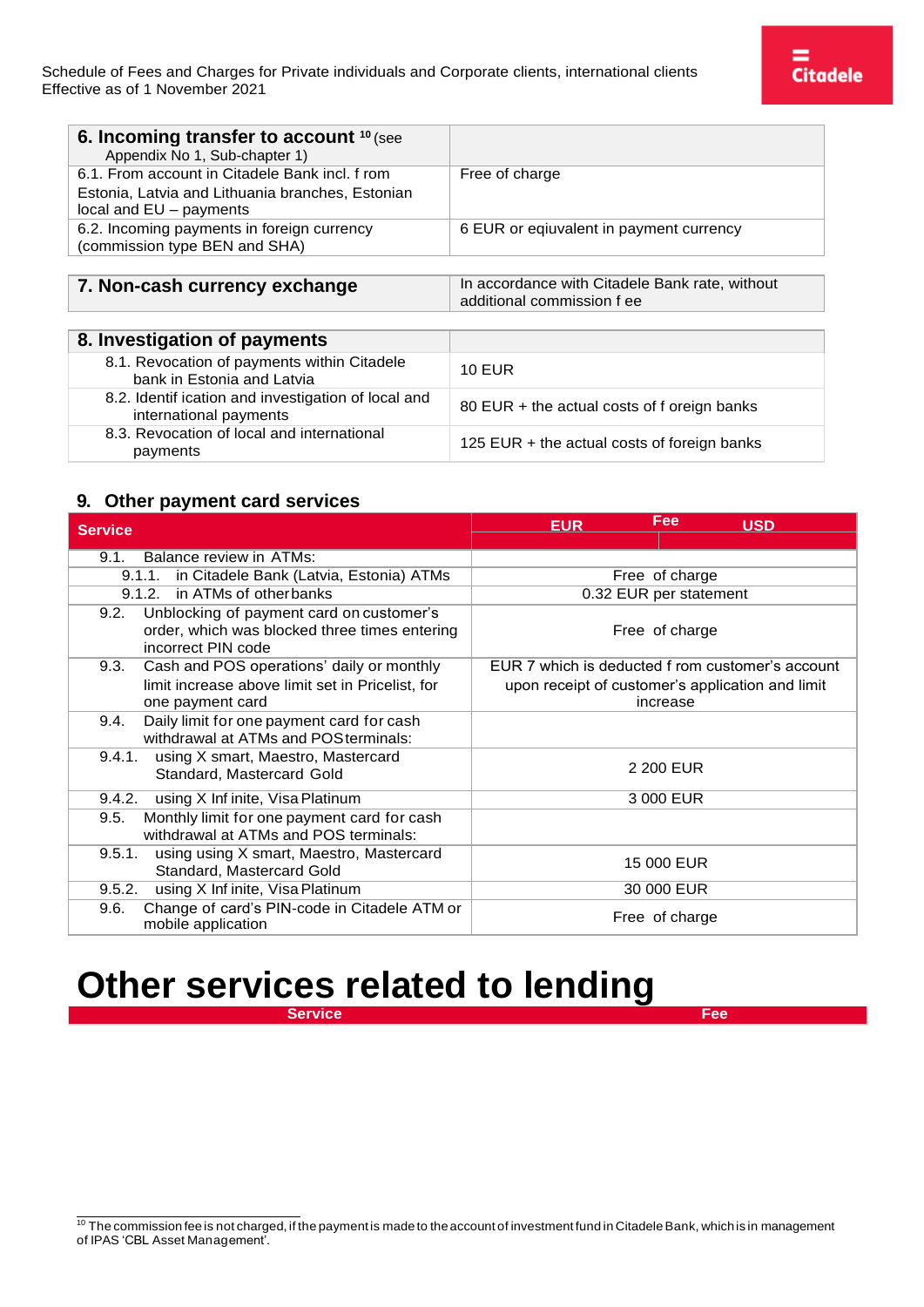| 6. Incoming transfer to account [10] (see Appendix No 1, Sub-chapter 1) | |
|---|---|
| 6.1. From account in Citadele Bank incl. from Estonia, Latvia and Lithuania branches, Estonian local and EU – payments | Free of charge |
| 6.2. Incoming payments in foreign currency (commission type BEN and SHA) | 6 EUR or eqiuvalent in payment currency |

| 7. Non-cash currency exchange | In accordance with Citadele Bank rate, without additional commission fee |
|---|---|

| 8. Investigation of payments | |
|---|---|
| 8.1. Revocation of payments within Citadele bank in Estonia and Latvia | 10 EUR |
| 8.2. Identification and investigation of local and international payments | 80 EUR + the actual costs of foreign banks |
| 8.3. Revocation of local and international payments | 125 EUR + the actual costs of foreign banks |

## 9. Other payment card services

| Service | Fee EUR | Fee USD |
|---|---|---|
| 9.1. Balance review in ATMs: | | |
| 9.1.1. in Citadele Bank (Latvia, Estonia) ATMs | Free of charge | |
| 9.1.2. in ATMs of other banks | 0.32 EUR per statement | |
| 9.2. Unblocking of payment card on customer's order, which was blocked three times entering incorrect PIN code | Free of charge | |
| 9.3. Cash and POS operations' daily or monthly limit increase above limit set in Pricelist, for one payment card | EUR 7 which is deducted from customer's account upon receipt of customer's application and limit increase | |
| 9.4. Daily limit for one payment card for cash withdrawal at ATMs and POS terminals: | | |
| 9.4.1. using X smart, Maestro, Mastercard Standard, Mastercard Gold | 2 200 EUR | |
| 9.4.2. using X Infinite, Visa Platinum | 3 000 EUR | |
| 9.5. Monthly limit for one payment card for cash withdrawal at ATMs and POS terminals: | | |
| 9.5.1. using using X smart, Maestro, Mastercard Standard, Mastercard Gold | 15 000 EUR | |
| 9.5.2. using X Infinite, Visa Platinum | 30 000 EUR | |
| 9.6. Change of card's PIN-code in Citadele ATM or mobile application | Free of charge | |

# Other services related to lending

| Service | Fee |
|---|---|

[10] The commission fee is not charged, if the payment is made to the account of investment fund in Citadele Bank, which is in management of IPAS 'CBL Asset Management'.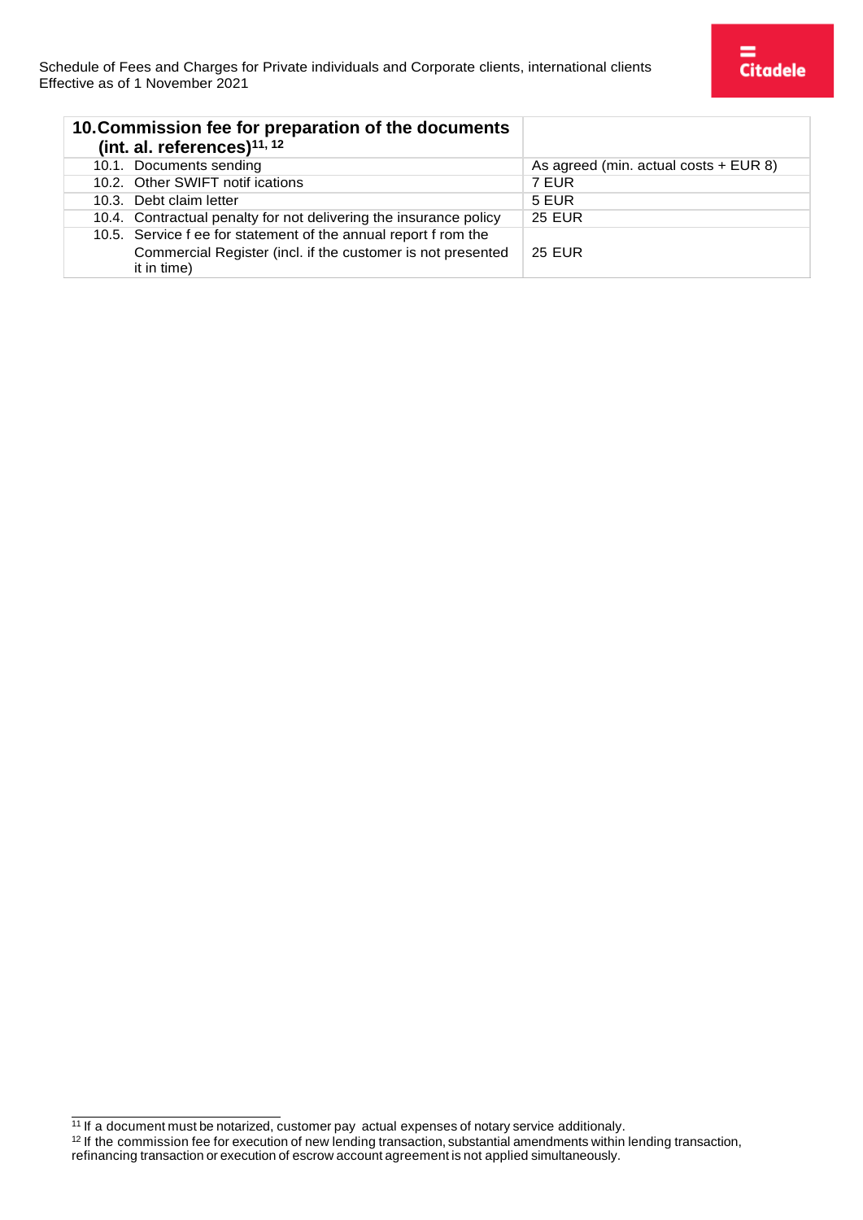| 10. Commission fee for preparation of the documents (int. al. references)[11, 12] | |
|---|---|
| 10.1. Documents sending | As agreed (min. actual costs + EUR 8) |
| 10.2. Other SWIFT notifications | 7 EUR |
| 10.3. Debt claim letter | 5 EUR |
| 10.4. Contractual penalty for not delivering the insurance policy | 25 EUR |
| 10.5. Service fee for statement of the annual report from the Commercial Register (incl. if the customer is not presented it in time) | 25 EUR |

[11] If a document must be notarized, customer pay actual expenses of notary service additionaly.

[12] If the commission fee for execution of new lending transaction, substantial amendments within lending transaction, refinancing transaction or execution of escrow account agreement is not applied simultaneously.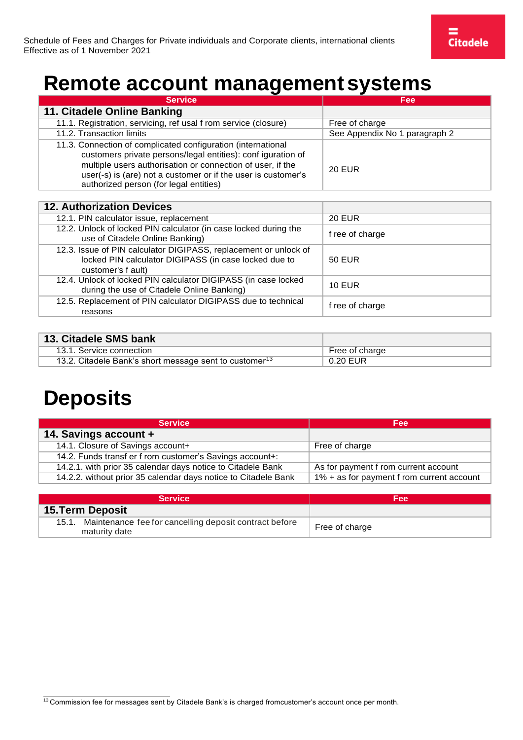# Remote account management systems

| Service | Fee |
|---|---|
| **11. Citadele Online Banking** | |
| 11.1. Registration, servicing, refusal from service (closure) | Free of charge |
| 11.2. Transaction limits | See Appendix No 1 paragraph 2 |
| 11.3. Connection of complicated configuration (international customers private persons/legal entities): configuration of multiple users authorisation or connection of user, if the user(-s) is (are) not a customer or if the user is customer's authorized person (for legal entities) | 20 EUR |

| | |
|---|---|
| **12. Authorization Devices** | |
| 12.1. PIN calculator issue, replacement | 20 EUR |
| 12.2. Unlock of locked PIN calculator (in case locked during the use of Citadele Online Banking) | free of charge |
| 12.3. Issue of PIN calculator DIGIPASS, replacement or unlock of locked PIN calculator DIGIPASS (in case locked due to customer's fault) | 50 EUR |
| 12.4. Unlock of locked PIN calculator DIGIPASS (in case locked during the use of Citadele Online Banking) | 10 EUR |
| 12.5. Replacement of PIN calculator DIGIPASS due to technical reasons | free of charge |

| | |
|---|---|
| **13. Citadele SMS bank** | |
| 13.1. Service connection | Free of charge |
| 13.2. Citadele Bank's short message sent to customer[13] | 0.20 EUR |

# Deposits

| Service | Fee |
|---|---|
| **14. Savings account +** | |
| 14.1. Closure of Savings account+ | Free of charge |
| 14.2. Funds transfer from customer's Savings account+: | |
| 14.2.1. with prior 35 calendar days notice to Citadele Bank | As for payment from current account |
| 14.2.2. without prior 35 calendar days notice to Citadele Bank | 1% + as for payment from current account |

| Service | Fee |
|---|---|
| **15.Term Deposit** | |
| 15.1. Maintenance fee for cancelling deposit contract before maturity date | Free of charge |

[13] Commission fee for messages sent by Citadele Bank's is charged fromcustomer's account once per month.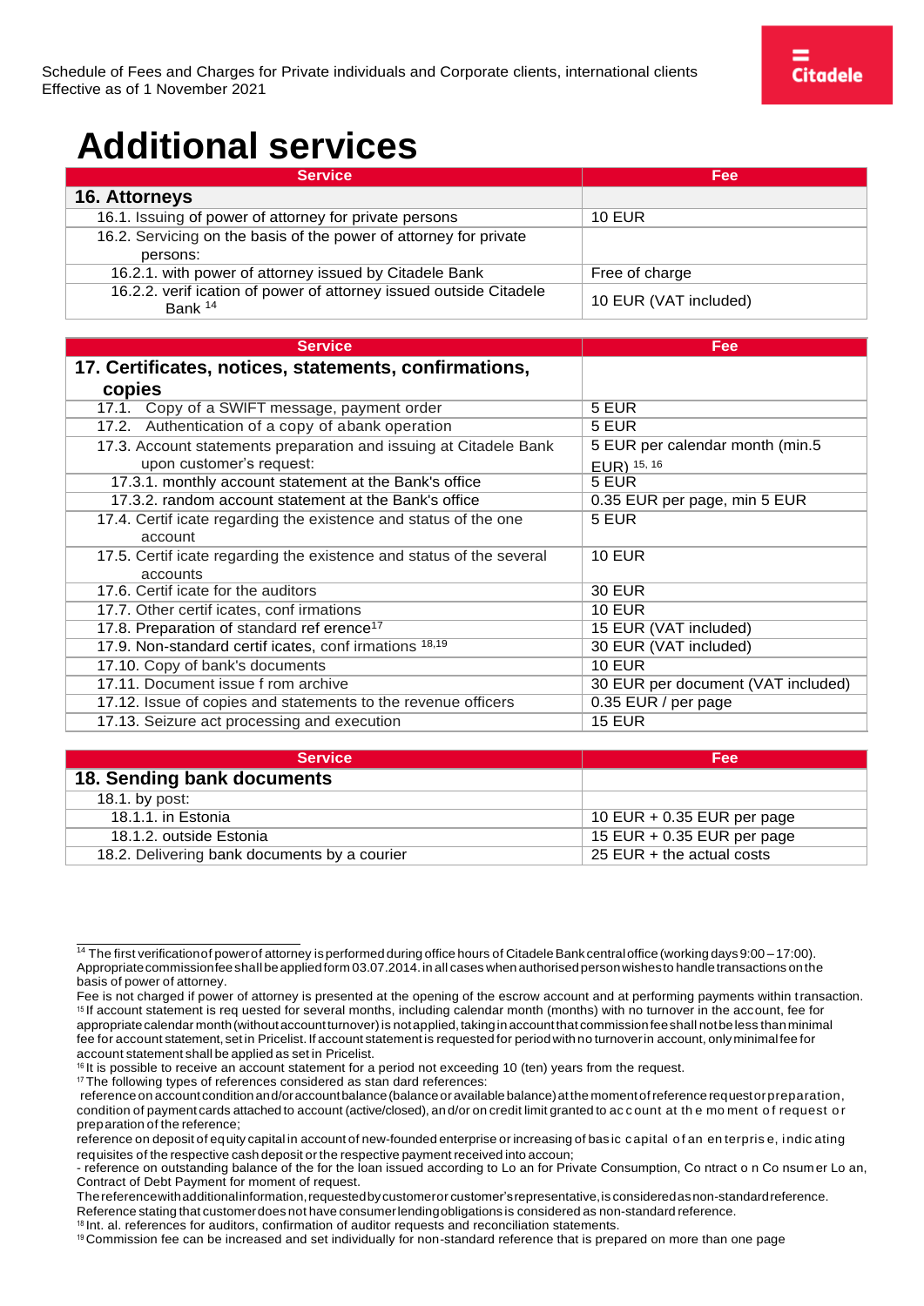# Additional services

| Service | Fee |
|---|---|
| **16. Attorneys** | |
| 16.1. Issuing of power of attorney for private persons | 10 EUR |
| 16.2. Servicing on the basis of the power of attorney for private persons: | |
| 16.2.1. with power of attorney issued by Citadele Bank | Free of charge |
| 16.2.2. verification of power of attorney issued outside Citadele Bank [14] | 10 EUR (VAT included) |

| Service | Fee |
|---|---|
| **17. Certificates, notices, statements, confirmations, copies** | |
| 17.1. Copy of a SWIFT message, payment order | 5 EUR |
| 17.2. Authentication of a copy of abank operation | 5 EUR |
| 17.3. Account statements preparation and issuing at Citadele Bank upon customer's request: | 5 EUR per calendar month (min.5 EUR) [15, 16] |
| 17.3.1. monthly account statement at the Bank's office | 5 EUR |
| 17.3.2. random account statement at the Bank's office | 0.35 EUR per page, min 5 EUR |
| 17.4. Certificate regarding the existence and status of the one account | 5 EUR |
| 17.5. Certificate regarding the existence and status of the several accounts | 10 EUR |
| 17.6. Certificate for the auditors | 30 EUR |
| 17.7. Other certificates, confirmations | 10 EUR |
| 17.8. Preparation of standard reference[17] | 15 EUR (VAT included) |
| 17.9. Non-standard certificates, confirmations [18,19] | 30 EUR (VAT included) |
| 17.10. Copy of bank's documents | 10 EUR |
| 17.11. Document issue from archive | 30 EUR per document (VAT included) |
| 17.12. Issue of copies and statements to the revenue officers | 0.35 EUR / per page |
| 17.13. Seizure act processing and execution | 15 EUR |

| Service | Fee |
|---|---|
| **18. Sending bank documents** | |
| 18.1. by post: | |
| 18.1.1. in Estonia | 10 EUR + 0.35 EUR per page |
| 18.1.2. outside Estonia | 15 EUR + 0.35 EUR per page |
| 18.2. Delivering bank documents by a courier | 25 EUR + the actual costs |

---

[14] The first verification of power of attorney is performed during office hours of Citadele Bank central office (working days 9:00 – 17:00). Appropriate commission fee shall be applied form 03.07.2014. in all cases when authorised person wishes to handle transactions on the basis of power of attorney.
Fee is not charged if power of attorney is presented at the opening of the escrow account and at performing payments within transaction.

[15] If account statement is requested for several months, including calendar month (months) with no turnover in the account, fee for appropriate calendar month (without account turnover) is not applied, taking in account that commission fee shall not be less than minimal fee for account statement, set in Pricelist. If account statement is requested for period with no turnover in account, only minimal fee for account statement shall be applied as set in Pricelist.

[16] It is possible to receive an account statement for a period not exceeding 10 (ten) years from the request.

[17] The following types of references considered as standard references:
reference on account condition and/or account balance (balance or available balance) at the moment of reference request or preparation, condition of payment cards attached to account (active/closed), and/or on credit limit granted to account at the moment of request or preparation of the reference;
reference on deposit of equity capital in account of new-founded enterprise or increasing of basic capital of an enterprise, indicating requisites of the respective cash deposit or the respective payment received into account;
- reference on outstanding balance of the for the loan issued according to Loan for Private Consumption, Contract on Consumer Loan, Contract of Debt Payment for moment of request.
The reference with additional information, requested by customer or customer's representative, is considered as non-standard reference. Reference stating that customer does not have consumer lending obligations is considered as non-standard reference.

[18] Int. al. references for auditors, confirmation of auditor requests and reconciliation statements.

[19] Commission fee can be increased and set individually for non-standard reference that is prepared on more than one page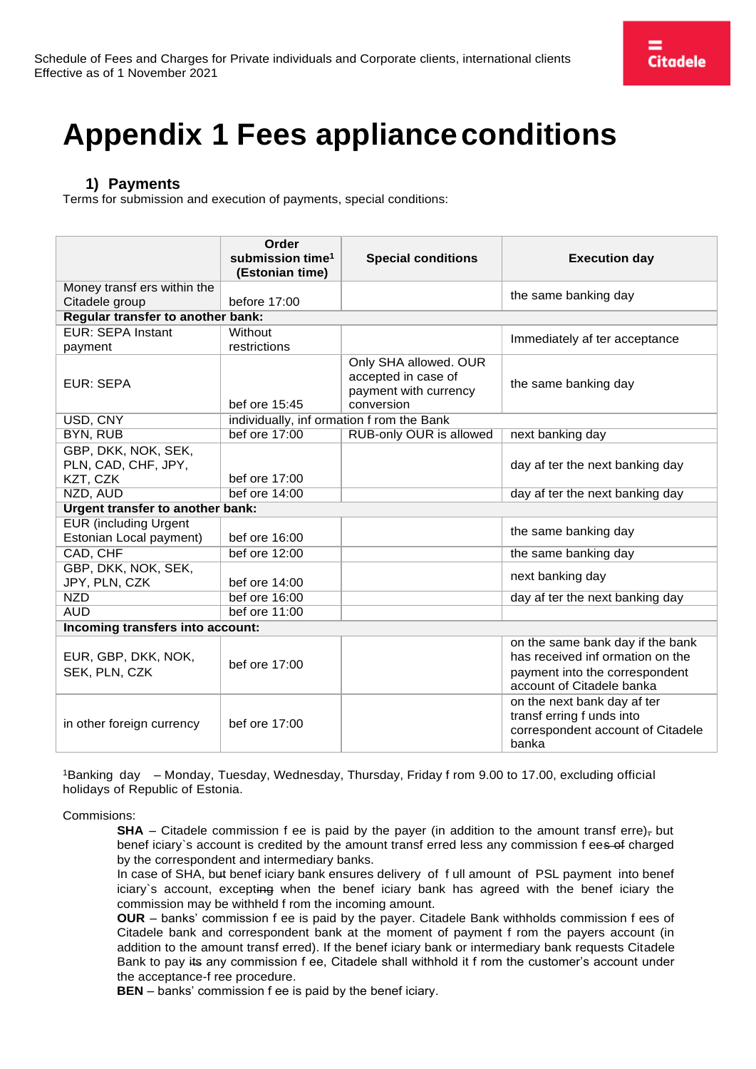# Appendix 1 Fees appliance conditions

## 1) Payments

Terms for submission and execution of payments, special conditions:

| | Order submission time[1] (Estonian time) | Special conditions | Execution day |
|---|---|---|---|
| Money transfers within the Citadele group | before 17:00 | | the same banking day |
| **Regular transfer to another bank:** | | | |
| EUR: SEPA Instant payment | Without restrictions | | Immediately after acceptance |
| EUR: SEPA | before 15:45 | Only SHA allowed. OUR accepted in case of payment with currency conversion | the same banking day |
| USD, CNY | individually, information from the Bank | | |
| BYN, RUB | before 17:00 | RUB-only OUR is allowed | next banking day |
| GBP, DKK, NOK, SEK, PLN, CAD, CHF, JPY, KZT, CZK | before 17:00 | | day after the next banking day |
| NZD, AUD | before 14:00 | | day after the next banking day |
| **Urgent transfer to another bank:** | | | |
| EUR (including Urgent Estonian Local payment) | before 16:00 | | the same banking day |
| CAD, CHF | before 12:00 | | the same banking day |
| GBP, DKK, NOK, SEK, JPY, PLN, CZK | before 14:00 | | next banking day |
| NZD | before 16:00 | | day after the next banking day |
| AUD | before 11:00 | | |
| **Incoming transfers into account:** | | | |
| EUR, GBP, DKK, NOK, SEK, PLN, CZK | before 17:00 | | on the same bank day if the bank has received information on the payment into the correspondent account of Citadele banka |
| in other foreign currency | before 17:00 | | on the next bank day after transferring funds into correspondent account of Citadele banka |

[1]Banking day – Monday, Tuesday, Wednesday, Thursday, Friday from 9.00 to 17.00, excluding official holidays of Republic of Estonia.

Commisions:

**SHA** – Citadele commission fee is paid by the payer (in addition to the amount transferre), but beneficiary`s account is credited by the amount transferred less any commission fees charged by the correspondent and intermediary banks.
In case of SHA, but beneficiary bank ensures delivery of full amount of PSL payment into beneficiary`s account, excepting when the beneficiary bank has agreed with the beneficiary the commission may be withheld from the incoming amount.
**OUR** – banks' commission fee is paid by the payer. Citadele Bank withholds commission fees of Citadele bank and correspondent bank at the moment of payment from the payers account (in addition to the amount transferred). If the beneficiary bank or intermediary bank requests Citadele Bank to pay its any commission fee, Citadele shall withhold it from the customer's account under the acceptance-free procedure.
**BEN** – banks' commission fee is paid by the beneficiary.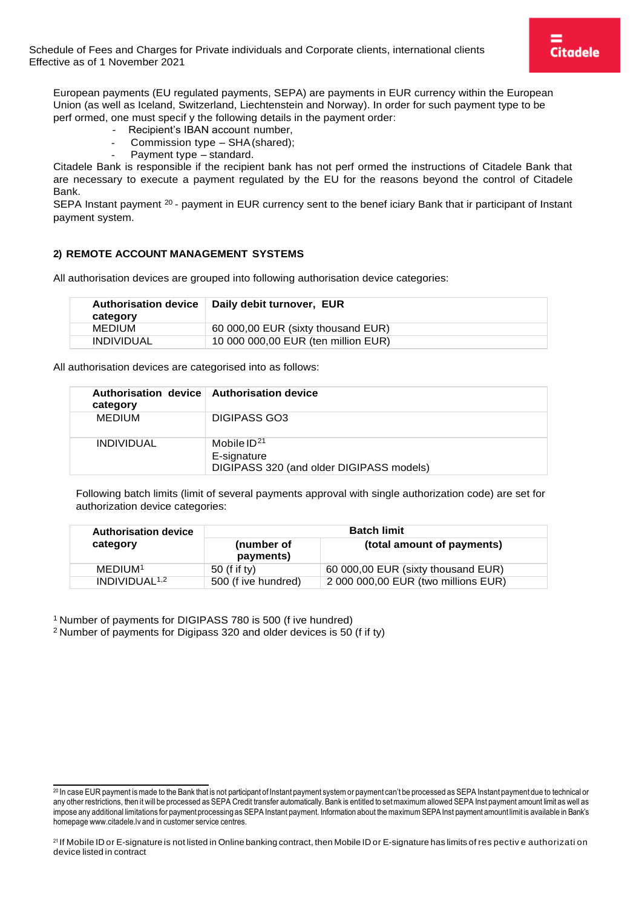European payments (EU regulated payments, SEPA) are payments in EUR currency within the European Union (as well as Iceland, Switzerland, Liechtenstein and Norway). In order for such payment type to be performed, one must specify the following details in the payment order:

- Recipient's IBAN account number,
- Commission type – SHA (shared);
- Payment type – standard.

Citadele Bank is responsible if the recipient bank has not performed the instructions of Citadele Bank that are necessary to execute a payment regulated by the EU for the reasons beyond the control of Citadele Bank.

SEPA Instant payment [20] - payment in EUR currency sent to the beneficiary Bank that ir participant of Instant payment system.

## 2) REMOTE ACCOUNT MANAGEMENT SYSTEMS

All authorisation devices are grouped into following authorisation device categories:

| Authorisation device category | Daily debit turnover, EUR |
|---|---|
| MEDIUM | 60 000,00 EUR (sixty thousand EUR) |
| INDIVIDUAL | 10 000 000,00 EUR (ten million EUR) |

All authorisation devices are categorised into as follows:

| Authorisation device category | Authorisation device |
|---|---|
| MEDIUM | DIGIPASS GO3 |
| INDIVIDUAL | Mobile ID[21]<br>E-signature<br>DIGIPASS 320 (and older DIGIPASS models) |

Following batch limits (limit of several payments approval with single authorization code) are set for authorization device categories:

| Authorisation device category | Batch limit | |
|---|---|---|
| | (number of payments) | (total amount of payments) |
| MEDIUM[1] | 50 (fifty) | 60 000,00 EUR (sixty thousand EUR) |
| INDIVIDUAL[1,2] | 500 (five hundred) | 2 000 000,00 EUR (two millions EUR) |

[1] Number of payments for DIGIPASS 780 is 500 (five hundred)

[2] Number of payments for Digipass 320 and older devices is 50 (fifty)

---

[20] In case EUR payment is made to the Bank that is not participant of Instant payment system or payment can't be processed as SEPA Instant payment due to technical or any other restrictions, then it will be processed as SEPA Credit transfer automatically. Bank is entitled to set maximum allowed SEPA Inst payment amount limit as well as impose any additional limitations for payment processing as SEPA Instant payment. Information about the maximum SEPA Inst payment amount limit is available in Bank's homepage www.citadele.lv and in customer service centres.

[21] If Mobile ID or E-signature is not listed in Online banking contract, then Mobile ID or E-signature has limits of respective authorization device listed in contract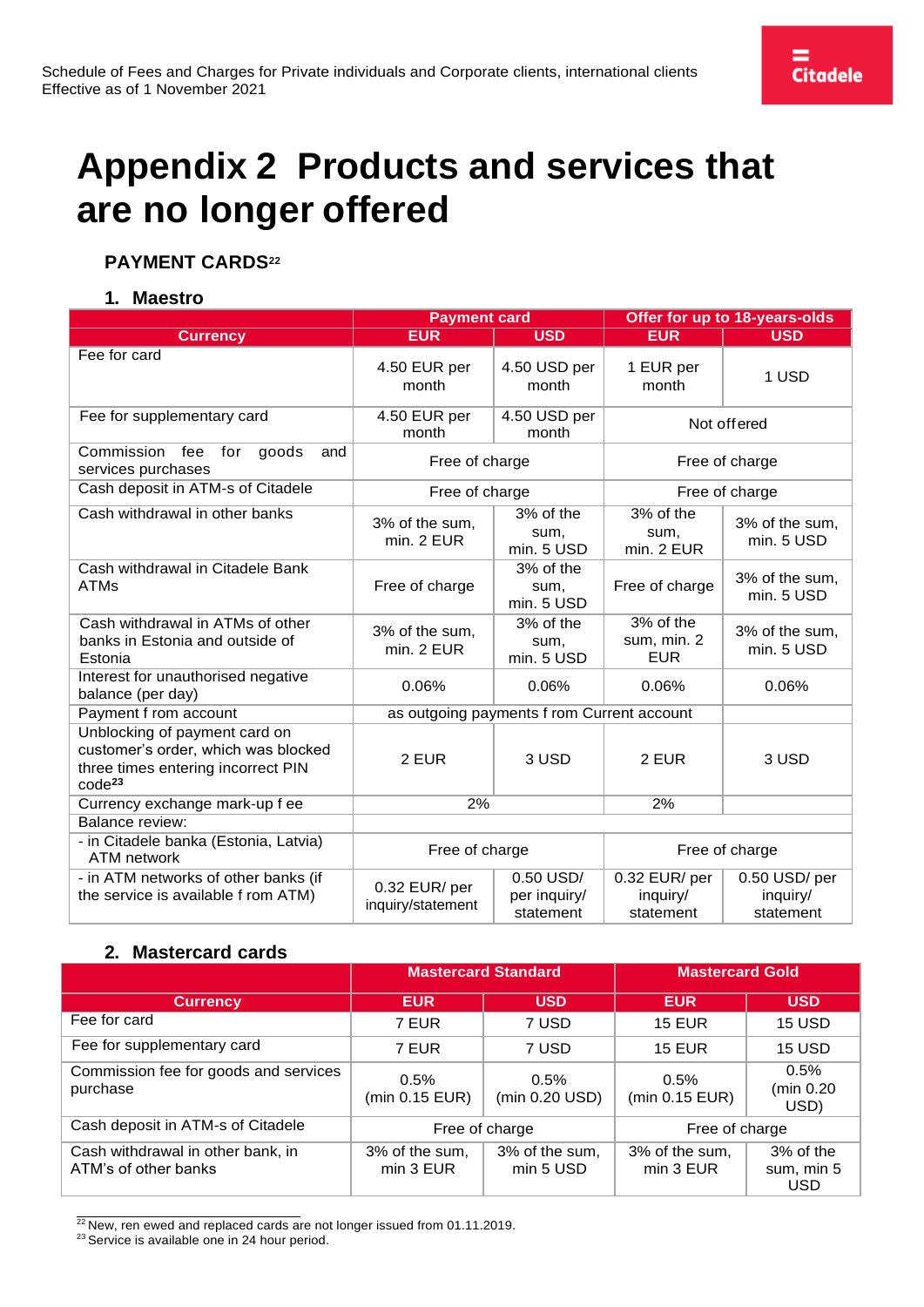# Appendix 2 Products and services that are no longer offered

## PAYMENT CARDS[22]

### 1. Maestro

| | Payment card | | Offer for up to 18-years-olds | |
|---|---|---|---|---|
| **Currency** | **EUR** | **USD** | **EUR** | **USD** |
| Fee for card | 4.50 EUR per month | 4.50 USD per month | 1 EUR per month | 1 USD |
| Fee for supplementary card | 4.50 EUR per month | 4.50 USD per month | Not offered | |
| Commission fee for goods and services purchases | Free of charge | | Free of charge | |
| Cash deposit in ATM-s of Citadele | Free of charge | | Free of charge | |
| Cash withdrawal in other banks | 3% of the sum, min. 2 EUR | 3% of the sum, min. 5 USD | 3% of the sum, min. 2 EUR | 3% of the sum, min. 5 USD |
| Cash withdrawal in Citadele Bank ATMs | Free of charge | 3% of the sum, min. 5 USD | Free of charge | 3% of the sum, min. 5 USD |
| Cash withdrawal in ATMs of other banks in Estonia and outside of Estonia | 3% of the sum, min. 2 EUR | 3% of the sum, min. 5 USD | 3% of the sum, min. 2 EUR | 3% of the sum, min. 5 USD |
| Interest for unauthorised negative balance (per day) | 0.06% | 0.06% | 0.06% | 0.06% |
| Payment from account | as outgoing payments from Current account | | | |
| Unblocking of payment card on customer's order, which was blocked three times entering incorrect PIN code[23] | 2 EUR | 3 USD | 2 EUR | 3 USD |
| Currency exchange mark-up fee | 2% | | 2% | |
| Balance review: | | | | |
| - in Citadele banka (Estonia, Latvia) ATM network | Free of charge | | Free of charge | |
| - in ATM networks of other banks (if the service is available from ATM) | 0.32 EUR/ per inquiry/statement | 0.50 USD/ per inquiry/ statement | 0.32 EUR/ per inquiry/ statement | 0.50 USD/ per inquiry/ statement |

### 2. Mastercard cards

| | Mastercard Standard | | Mastercard Gold | |
|---|---|---|---|---|
| **Currency** | **EUR** | **USD** | **EUR** | **USD** |
| Fee for card | 7 EUR | 7 USD | 15 EUR | 15 USD |
| Fee for supplementary card | 7 EUR | 7 USD | 15 EUR | 15 USD |
| Commission fee for goods and services purchase | 0.5% (min 0.15 EUR) | 0.5% (min 0.20 USD) | 0.5% (min 0.15 EUR) | 0.5% (min 0.20 USD) |
| Cash deposit in ATM-s of Citadele | Free of charge | | Free of charge | |
| Cash withdrawal in other bank, in ATM's of other banks | 3% of the sum, min 3 EUR | 3% of the sum, min 5 USD | 3% of the sum, min 3 EUR | 3% of the sum, min 5 USD |

[22] New, renewed and replaced cards are not longer issued from 01.11.2019.
[23] Service is available one in 24 hour period.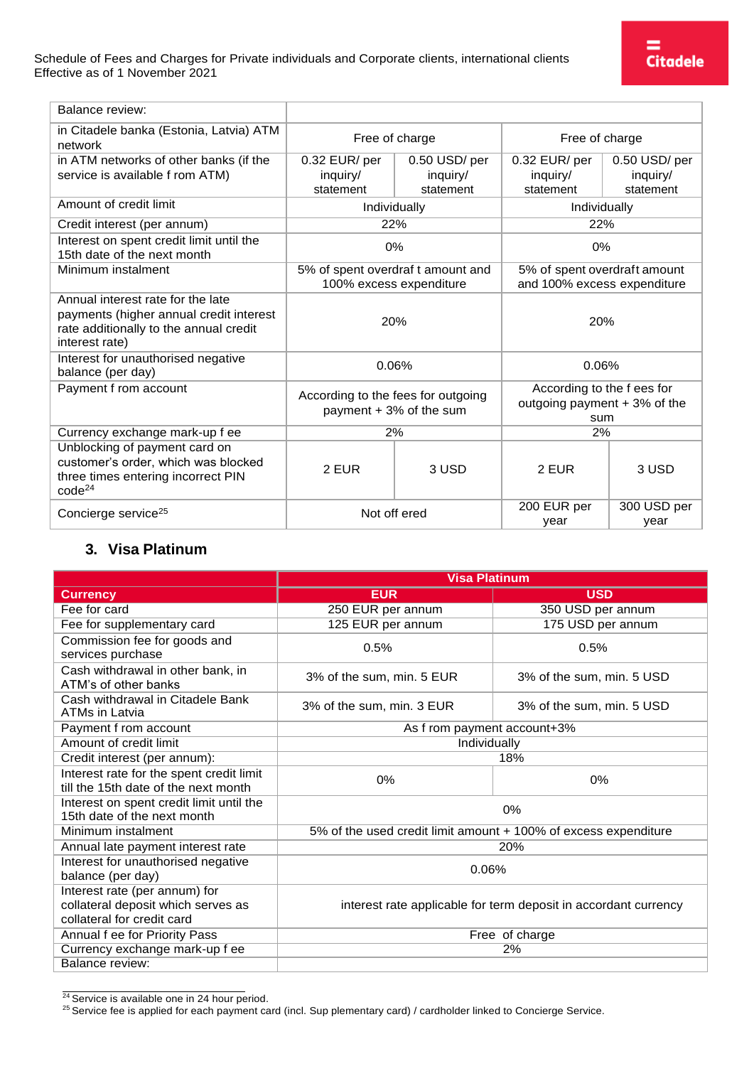| Balance review: | | | | |
|---|---|---|---|---|
| in Citadele banka (Estonia, Latvia) ATM network | Free of charge | | Free of charge | |
| in ATM networks of other banks (if the service is available f rom ATM) | 0.32 EUR/ per inquiry/ statement | 0.50 USD/ per inquiry/ statement | 0.32 EUR/ per inquiry/ statement | 0.50 USD/ per inquiry/ statement |
| Amount of credit limit | Individually | | Individually | |
| Credit interest (per annum) | 22% | | 22% | |
| Interest on spent credit limit until the 15th date of the next month | 0% | | 0% | |
| Minimum instalment | 5% of spent overdraf t amount and 100% excess expenditure | | 5% of spent overdraft amount and 100% excess expenditure | |
| Annual interest rate for the late payments (higher annual credit interest rate additionally to the annual credit interest rate) | 20% | | 20% | |
| Interest for unauthorised negative balance (per day) | 0.06% | | 0.06% | |
| Payment f rom account | According to the fees for outgoing payment + 3% of the sum | | According to the f ees for outgoing payment + 3% of the sum | |
| Currency exchange mark-up f ee | 2% | | 2% | |
| Unblocking of payment card on customer's order, which was blocked three times entering incorrect PIN code[24] | 2 EUR | 3 USD | 2 EUR | 3 USD |
| Concierge service[25] | Not off ered | | 200 EUR per year | 300 USD per year |

## 3. Visa Platinum

| | Visa Platinum | |
|---|---|---|
| **Currency** | **EUR** | **USD** |
| Fee for card | 250 EUR per annum | 350 USD per annum |
| Fee for supplementary card | 125 EUR per annum | 175 USD per annum |
| Commission fee for goods and services purchase | 0.5% | 0.5% |
| Cash withdrawal in other bank, in ATM's of other banks | 3% of the sum, min. 5 EUR | 3% of the sum, min. 5 USD |
| Cash withdrawal in Citadele Bank ATMs in Latvia | 3% of the sum, min. 3 EUR | 3% of the sum, min. 5 USD |
| Payment f rom account | As f rom payment account+3% | |
| Amount of credit limit | Individually | |
| Credit interest (per annum): | 18% | |
| Interest rate for the spent credit limit till the 15th date of the next month | 0% | 0% |
| Interest on spent credit limit until the 15th date of the next month | 0% | |
| Minimum instalment | 5% of the used credit limit amount + 100% of excess expenditure | |
| Annual late payment interest rate | 20% | |
| Interest for unauthorised negative balance (per day) | 0.06% | |
| Interest rate (per annum) for collateral deposit which serves as collateral for credit card | interest rate applicable for term deposit in accordant currency | |
| Annual f ee for Priority Pass | Free of charge | |
| Currency exchange mark-up f ee | 2% | |
| Balance review: | | |

[24] Service is available one in 24 hour period.
[25] Service fee is applied for each payment card (incl. Sup plementary card) / cardholder linked to Concierge Service.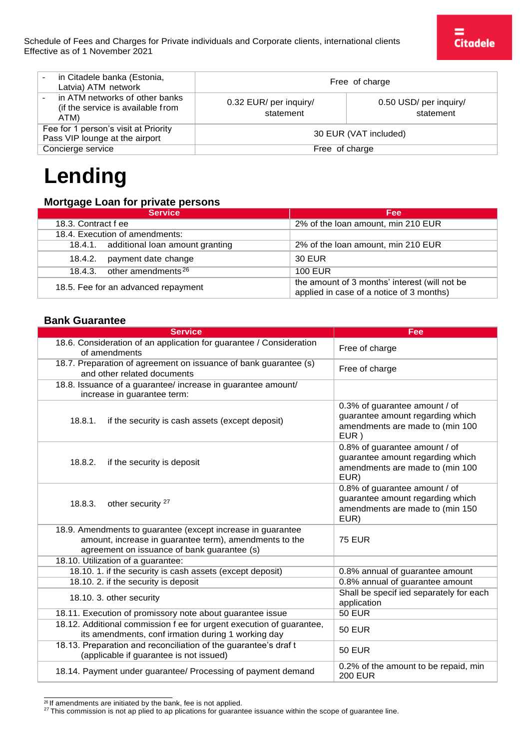| | | |
|---|---|---|
| - in Citadele banka (Estonia, Latvia) ATM network | Free of charge | |
| - in ATM networks of other banks (if the service is available from ATM) | 0.32 EUR/ per inquiry/ statement | 0.50 USD/ per inquiry/ statement |
| Fee for 1 person's visit at Priority Pass VIP lounge at the airport | 30 EUR (VAT included) | |
| Concierge service | Free of charge | |

# Lending

### Mortgage Loan for private persons

| Service | Fee |
|---|---|
| 18.3. Contract fee | 2% of the loan amount, min 210 EUR |
| 18.4. Execution of amendments: | |
| 18.4.1. additional loan amount granting | 2% of the loan amount, min 210 EUR |
| 18.4.2. payment date change | 30 EUR |
| 18.4.3. other amendments[26] | 100 EUR |
| 18.5. Fee for an advanced repayment | the amount of 3 months' interest (will not be applied in case of a notice of 3 months) |

### Bank Guarantee

| Service | Fee |
|---|---|
| 18.6. Consideration of an application for guarantee / Consideration of amendments | Free of charge |
| 18.7. Preparation of agreement on issuance of bank guarantee (s) and other related documents | Free of charge |
| 18.8. Issuance of a guarantee/ increase in guarantee amount/ increase in guarantee term: | |
| 18.8.1. if the security is cash assets (except deposit) | 0.3% of guarantee amount / of guarantee amount regarding which amendments are made to (min 100 EUR ) |
| 18.8.2. if the security is deposit | 0.8% of guarantee amount / of guarantee amount regarding which amendments are made to (min 100 EUR) |
| 18.8.3. other security[27] | 0.8% of guarantee amount / of guarantee amount regarding which amendments are made to (min 150 EUR) |
| 18.9. Amendments to guarantee (except increase in guarantee amount, increase in guarantee term), amendments to the agreement on issuance of bank guarantee (s) | 75 EUR |
| 18.10. Utilization of a guarantee: | |
| 18.10. 1. if the security is cash assets (except deposit) | 0.8% annual of guarantee amount |
| 18.10. 2. if the security is deposit | 0.8% annual of guarantee amount |
| 18.10. 3. other security | Shall be specified separately for each application |
| 18.11. Execution of promissory note about guarantee issue | 50 EUR |
| 18.12. Additional commission fee for urgent execution of guarantee, its amendments, confirmation during 1 working day | 50 EUR |
| 18.13. Preparation and reconciliation of the guarantee's draft (applicable if guarantee is not issued) | 50 EUR |
| 18.14. Payment under guarantee/ Processing of payment demand | 0.2% of the amount to be repaid, min 200 EUR |

[26] If amendments are initiated by the bank, fee is not applied.
[27] This commission is not applied to applications for guarantee issuance within the scope of guarantee line.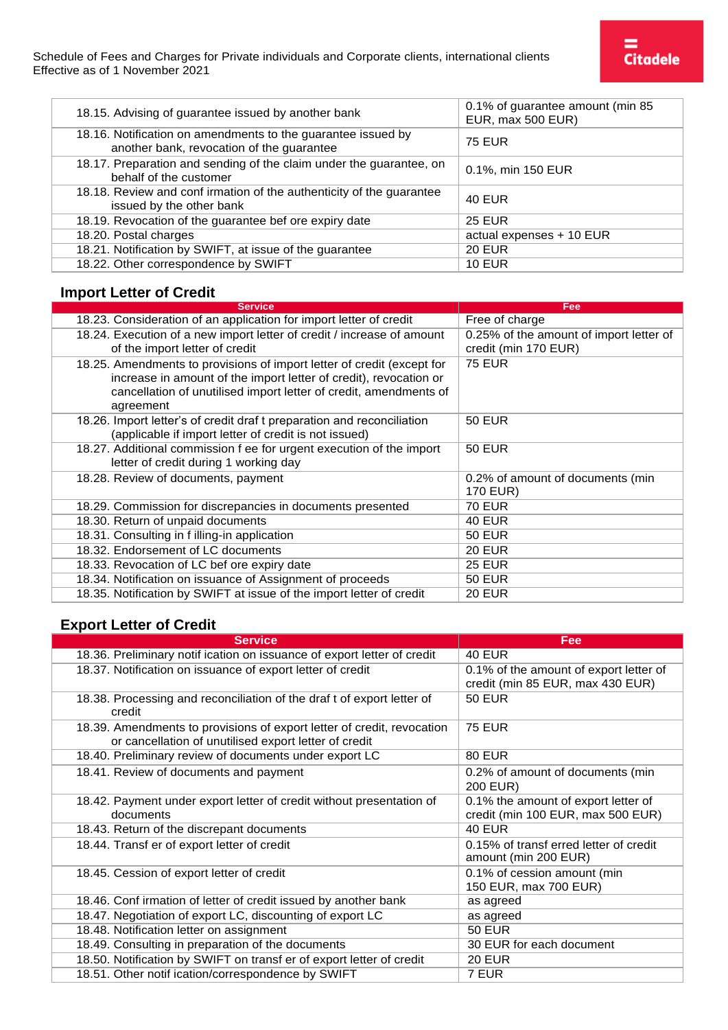| | |
|---|---|
| 18.15. Advising of guarantee issued by another bank | 0.1% of guarantee amount (min 85 EUR, max 500 EUR) |
| 18.16. Notification on amendments to the guarantee issued by another bank, revocation of the guarantee | 75 EUR |
| 18.17. Preparation and sending of the claim under the guarantee, on behalf of the customer | 0.1%, min 150 EUR |
| 18.18. Review and confirmation of the authenticity of the guarantee issued by the other bank | 40 EUR |
| 18.19. Revocation of the guarantee before expiry date | 25 EUR |
| 18.20. Postal charges | actual expenses + 10 EUR |
| 18.21. Notification by SWIFT, at issue of the guarantee | 20 EUR |
| 18.22. Other correspondence by SWIFT | 10 EUR |

## Import Letter of Credit

| Service | Fee |
|---|---|
| 18.23. Consideration of an application for import letter of credit | Free of charge |
| 18.24. Execution of a new import letter of credit / increase of amount of the import letter of credit | 0.25% of the amount of import letter of credit (min 170 EUR) |
| 18.25. Amendments to provisions of import letter of credit (except for increase in amount of the import letter of credit), revocation or cancellation of unutilised import letter of credit, amendments of agreement | 75 EUR |
| 18.26. Import letter's of credit draft preparation and reconciliation (applicable if import letter of credit is not issued) | 50 EUR |
| 18.27. Additional commission fee for urgent execution of the import letter of credit during 1 working day | 50 EUR |
| 18.28. Review of documents, payment | 0.2% of amount of documents (min 170 EUR) |
| 18.29. Commission for discrepancies in documents presented | 70 EUR |
| 18.30. Return of unpaid documents | 40 EUR |
| 18.31. Consulting in filling-in application | 50 EUR |
| 18.32. Endorsement of LC documents | 20 EUR |
| 18.33. Revocation of LC before expiry date | 25 EUR |
| 18.34. Notification on issuance of Assignment of proceeds | 50 EUR |
| 18.35. Notification by SWIFT at issue of the import letter of credit | 20 EUR |

## Export Letter of Credit

| Service | Fee |
|---|---|
| 18.36. Preliminary notification on issuance of export letter of credit | 40 EUR |
| 18.37. Notification on issuance of export letter of credit | 0.1% of the amount of export letter of credit (min 85 EUR, max 430 EUR) |
| 18.38. Processing and reconciliation of the draft of export letter of credit | 50 EUR |
| 18.39. Amendments to provisions of export letter of credit, revocation or cancellation of unutilised export letter of credit | 75 EUR |
| 18.40. Preliminary review of documents under export LC | 80 EUR |
| 18.41. Review of documents and payment | 0.2% of amount of documents (min 200 EUR) |
| 18.42. Payment under export letter of credit without presentation of documents | 0.1% the amount of export letter of credit (min 100 EUR, max 500 EUR) |
| 18.43. Return of the discrepant documents | 40 EUR |
| 18.44. Transfer of export letter of credit | 0.15% of transferred letter of credit amount (min 200 EUR) |
| 18.45. Cession of export letter of credit | 0.1% of cession amount (min 150 EUR, max 700 EUR) |
| 18.46. Confirmation of letter of credit issued by another bank | as agreed |
| 18.47. Negotiation of export LC, discounting of export LC | as agreed |
| 18.48. Notification letter on assignment | 50 EUR |
| 18.49. Consulting in preparation of the documents | 30 EUR for each document |
| 18.50. Notification by SWIFT on transfer of export letter of credit | 20 EUR |
| 18.51. Other notification/correspondence by SWIFT | 7 EUR |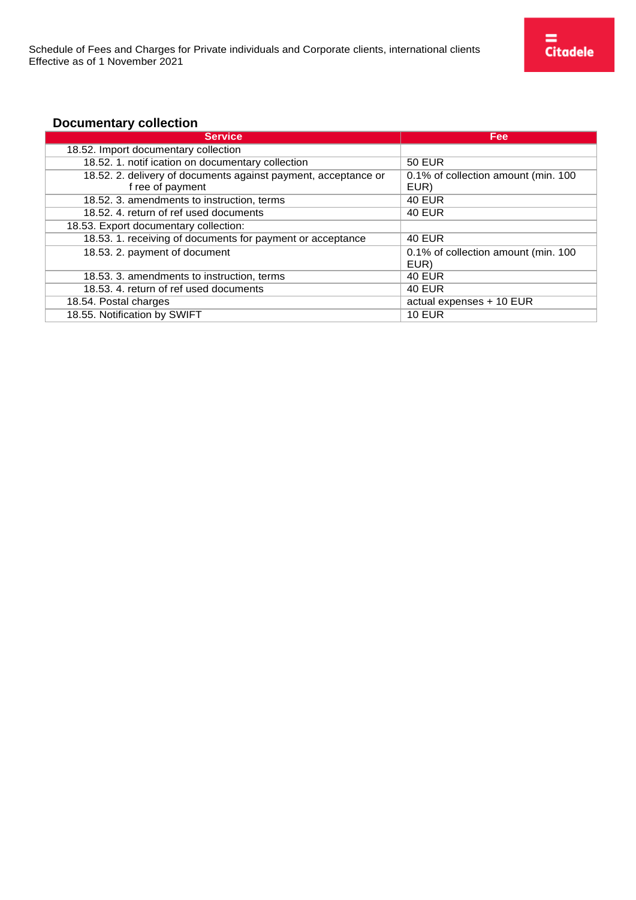## Documentary collection

| Service | Fee |
|---|---|
| 18.52. Import documentary collection | |
| 18.52. 1. notif ication on documentary collection | 50 EUR |
| 18.52. 2. delivery of documents against payment, acceptance or f ree of payment | 0.1% of collection amount (min. 100 EUR) |
| 18.52. 3. amendments to instruction, terms | 40 EUR |
| 18.52. 4. return of ref used documents | 40 EUR |
| 18.53. Export documentary collection: | |
| 18.53. 1. receiving of documents for payment or acceptance | 40 EUR |
| 18.53. 2. payment of document | 0.1% of collection amount (min. 100 EUR) |
| 18.53. 3. amendments to instruction, terms | 40 EUR |
| 18.53. 4. return of ref used documents | 40 EUR |
| 18.54. Postal charges | actual expenses + 10 EUR |
| 18.55. Notification by SWIFT | 10 EUR |